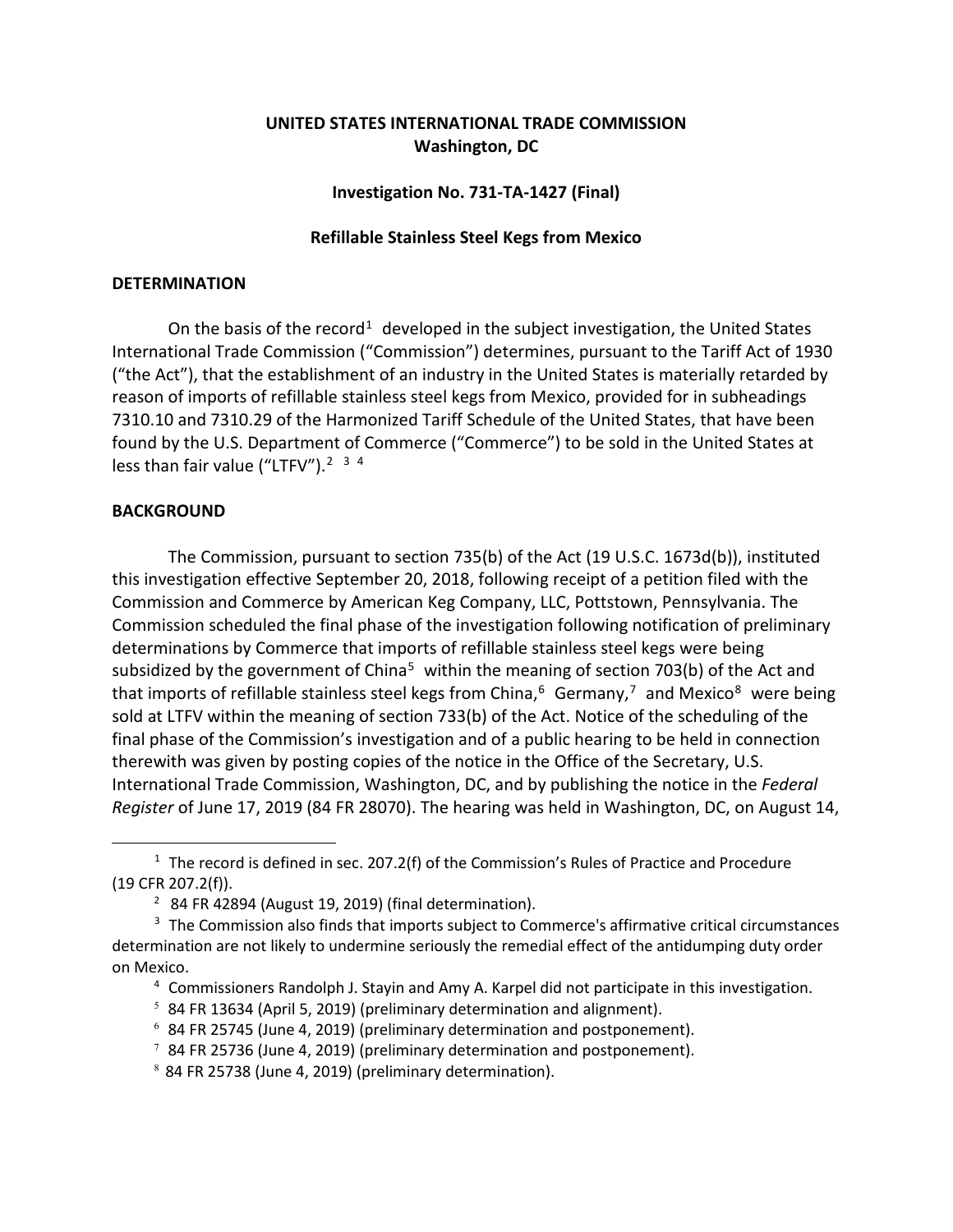**UNITED STATES INTERNATIONAL TRADE COMMISSION**
**Washington, DC**

**Investigation No. 731-TA-1427 (Final)**

**Refillable Stainless Steel Kegs from Mexico**

## DETERMINATION

On the basis of the record[1] developed in the subject investigation, the United States International Trade Commission ("Commission") determines, pursuant to the Tariff Act of 1930 ("the Act"), that the establishment of an industry in the United States is materially retarded by reason of imports of refillable stainless steel kegs from Mexico, provided for in subheadings 7310.10 and 7310.29 of the Harmonized Tariff Schedule of the United States, that have been found by the U.S. Department of Commerce ("Commerce") to be sold in the United States at less than fair value ("LTFV").[2] [3] [4]

## BACKGROUND

The Commission, pursuant to section 735(b) of the Act (19 U.S.C. 1673d(b)), instituted this investigation effective September 20, 2018, following receipt of a petition filed with the Commission and Commerce by American Keg Company, LLC, Pottstown, Pennsylvania. The Commission scheduled the final phase of the investigation following notification of preliminary determinations by Commerce that imports of refillable stainless steel kegs were being subsidized by the government of China[5] within the meaning of section 703(b) of the Act and that imports of refillable stainless steel kegs from China,[6] Germany,[7] and Mexico[8] were being sold at LTFV within the meaning of section 733(b) of the Act. Notice of the scheduling of the final phase of the Commission's investigation and of a public hearing to be held in connection therewith was given by posting copies of the notice in the Office of the Secretary, U.S. International Trade Commission, Washington, DC, and by publishing the notice in the *Federal Register* of June 17, 2019 (84 FR 28070). The hearing was held in Washington, DC, on August 14,

---

[1] The record is defined in sec. 207.2(f) of the Commission's Rules of Practice and Procedure (19 CFR 207.2(f)).

[2] 84 FR 42894 (August 19, 2019) (final determination).

[3] The Commission also finds that imports subject to Commerce's affirmative critical circumstances determination are not likely to undermine seriously the remedial effect of the antidumping duty order on Mexico.

[4] Commissioners Randolph J. Stayin and Amy A. Karpel did not participate in this investigation.

[5] 84 FR 13634 (April 5, 2019) (preliminary determination and alignment).

[6] 84 FR 25745 (June 4, 2019) (preliminary determination and postponement).

[7] 84 FR 25736 (June 4, 2019) (preliminary determination and postponement).

[8] 84 FR 25738 (June 4, 2019) (preliminary determination).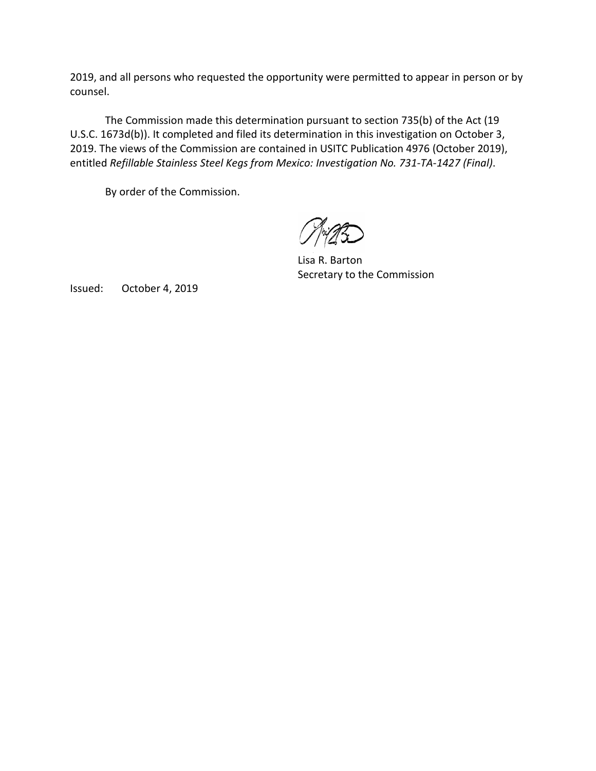2019, and all persons who requested the opportunity were permitted to appear in person or by counsel.

The Commission made this determination pursuant to section 735(b) of the Act (19 U.S.C. 1673d(b)). It completed and filed its determination in this investigation on October 3, 2019. The views of the Commission are contained in USITC Publication 4976 (October 2019), entitled *Refillable Stainless Steel Kegs from Mexico: Investigation No. 731-TA-1427 (Final)*.

By order of the Commission.

Lisa R. Barton
Secretary to the Commission

Issued: October 4, 2019